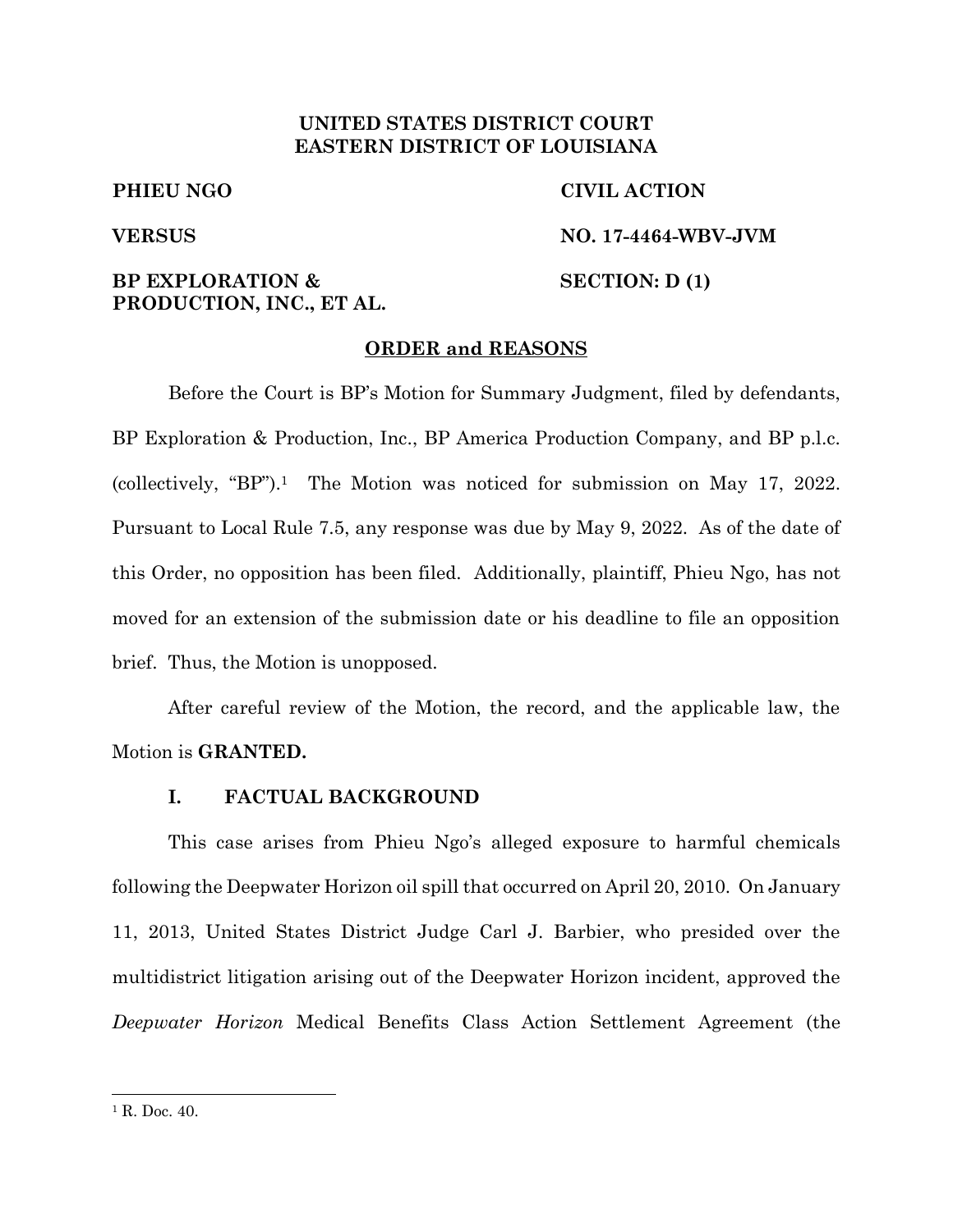**UNITED STATES DISTRICT COURT**
**EASTERN DISTRICT OF LOUISIANA**

| | |
|---|---|
| **PHIEU NGO** | **CIVIL ACTION** |
| **VERSUS** | **NO. 17-4464-WBV-JVM** |
| **BP EXPLORATION & PRODUCTION, INC., ET AL.** | **SECTION: D (1)** |

**ORDER and REASONS**

Before the Court is BP's Motion for Summary Judgment, filed by defendants, BP Exploration & Production, Inc., BP America Production Company, and BP p.l.c. (collectively, "BP").[1] The Motion was noticed for submission on May 17, 2022. Pursuant to Local Rule 7.5, any response was due by May 9, 2022. As of the date of this Order, no opposition has been filed. Additionally, plaintiff, Phieu Ngo, has not moved for an extension of the submission date or his deadline to file an opposition brief. Thus, the Motion is unopposed.

After careful review of the Motion, the record, and the applicable law, the Motion is **GRANTED.**

## I. FACTUAL BACKGROUND

This case arises from Phieu Ngo's alleged exposure to harmful chemicals following the Deepwater Horizon oil spill that occurred on April 20, 2010. On January 11, 2013, United States District Judge Carl J. Barbier, who presided over the multidistrict litigation arising out of the Deepwater Horizon incident, approved the *Deepwater Horizon* Medical Benefits Class Action Settlement Agreement (the

[1] R. Doc. 40.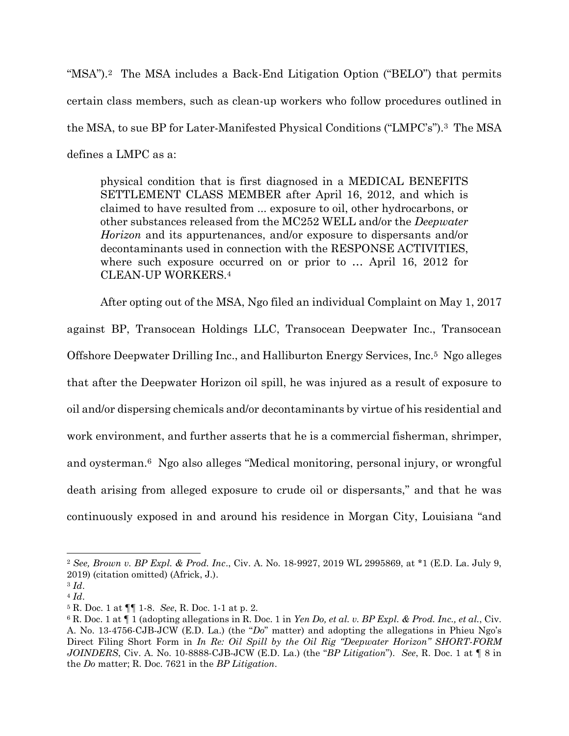"MSA").[2] The MSA includes a Back-End Litigation Option ("BELO") that permits certain class members, such as clean-up workers who follow procedures outlined in the MSA, to sue BP for Later-Manifested Physical Conditions ("LMPC's").[3] The MSA defines a LMPC as a:

> physical condition that is first diagnosed in a MEDICAL BENEFITS SETTLEMENT CLASS MEMBER after April 16, 2012, and which is claimed to have resulted from ... exposure to oil, other hydrocarbons, or other substances released from the MC252 WELL and/or the *Deepwater Horizon* and its appurtenances, and/or exposure to dispersants and/or decontaminants used in connection with the RESPONSE ACTIVITIES, where such exposure occurred on or prior to … April 16, 2012 for CLEAN-UP WORKERS.[4]

After opting out of the MSA, Ngo filed an individual Complaint on May 1, 2017 against BP, Transocean Holdings LLC, Transocean Deepwater Inc., Transocean Offshore Deepwater Drilling Inc., and Halliburton Energy Services, Inc.[5] Ngo alleges that after the Deepwater Horizon oil spill, he was injured as a result of exposure to oil and/or dispersing chemicals and/or decontaminants by virtue of his residential and work environment, and further asserts that he is a commercial fisherman, shrimper, and oysterman.[6] Ngo also alleges "Medical monitoring, personal injury, or wrongful death arising from alleged exposure to crude oil or dispersants," and that he was continuously exposed in and around his residence in Morgan City, Louisiana "and

---

[2] *See, Brown v. BP Expl. & Prod. Inc*., Civ. A. No. 18-9927, 2019 WL 2995869, at *1 (E.D. La. July 9, 2019) (citation omitted) (Africk, J.).

[3] *Id*.

[4] *Id*.

[5] R. Doc. 1 at ¶¶ 1-8. *See*, R. Doc. 1-1 at p. 2.

[6] R. Doc. 1 at ¶ 1 (adopting allegations in R. Doc. 1 in *Yen Do, et al. v. BP Expl. & Prod. Inc., et al.*, Civ. A. No. 13-4756-CJB-JCW (E.D. La.) (the "*Do*" matter) and adopting the allegations in Phieu Ngo's Direct Filing Short Form in *In Re: Oil Spill by the Oil Rig "Deepwater Horizon" SHORT-FORM JOINDERS*, Civ. A. No. 10-8888-CJB-JCW (E.D. La.) (the "*BP Litigation*"). *See*, R. Doc. 1 at ¶ 8 in the *Do* matter; R. Doc. 7621 in the *BP Litigation*.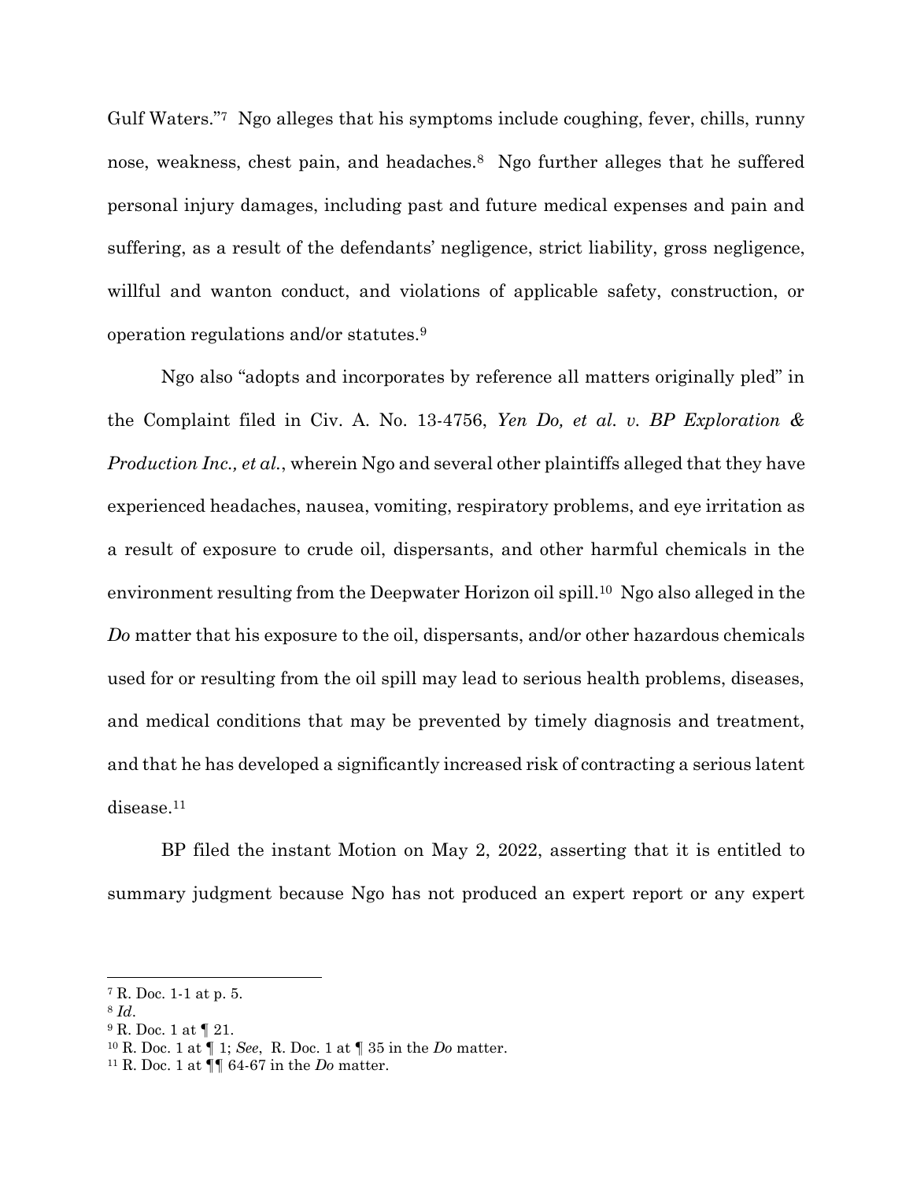Gulf Waters."[7] Ngo alleges that his symptoms include coughing, fever, chills, runny nose, weakness, chest pain, and headaches.[8] Ngo further alleges that he suffered personal injury damages, including past and future medical expenses and pain and suffering, as a result of the defendants' negligence, strict liability, gross negligence, willful and wanton conduct, and violations of applicable safety, construction, or operation regulations and/or statutes.[9]

Ngo also "adopts and incorporates by reference all matters originally pled" in the Complaint filed in Civ. A. No. 13-4756, *Yen Do, et al. v. BP Exploration & Production Inc., et al.*, wherein Ngo and several other plaintiffs alleged that they have experienced headaches, nausea, vomiting, respiratory problems, and eye irritation as a result of exposure to crude oil, dispersants, and other harmful chemicals in the environment resulting from the Deepwater Horizon oil spill.[10] Ngo also alleged in the *Do* matter that his exposure to the oil, dispersants, and/or other hazardous chemicals used for or resulting from the oil spill may lead to serious health problems, diseases, and medical conditions that may be prevented by timely diagnosis and treatment, and that he has developed a significantly increased risk of contracting a serious latent disease.[11]

BP filed the instant Motion on May 2, 2022, asserting that it is entitled to summary judgment because Ngo has not produced an expert report or any expert

---

[7] R. Doc. 1-1 at p. 5.
[8] *Id*.
[9] R. Doc. 1 at ¶ 21.
[10] R. Doc. 1 at ¶ 1; *See*, R. Doc. 1 at ¶ 35 in the *Do* matter.
[11] R. Doc. 1 at ¶¶ 64-67 in the *Do* matter.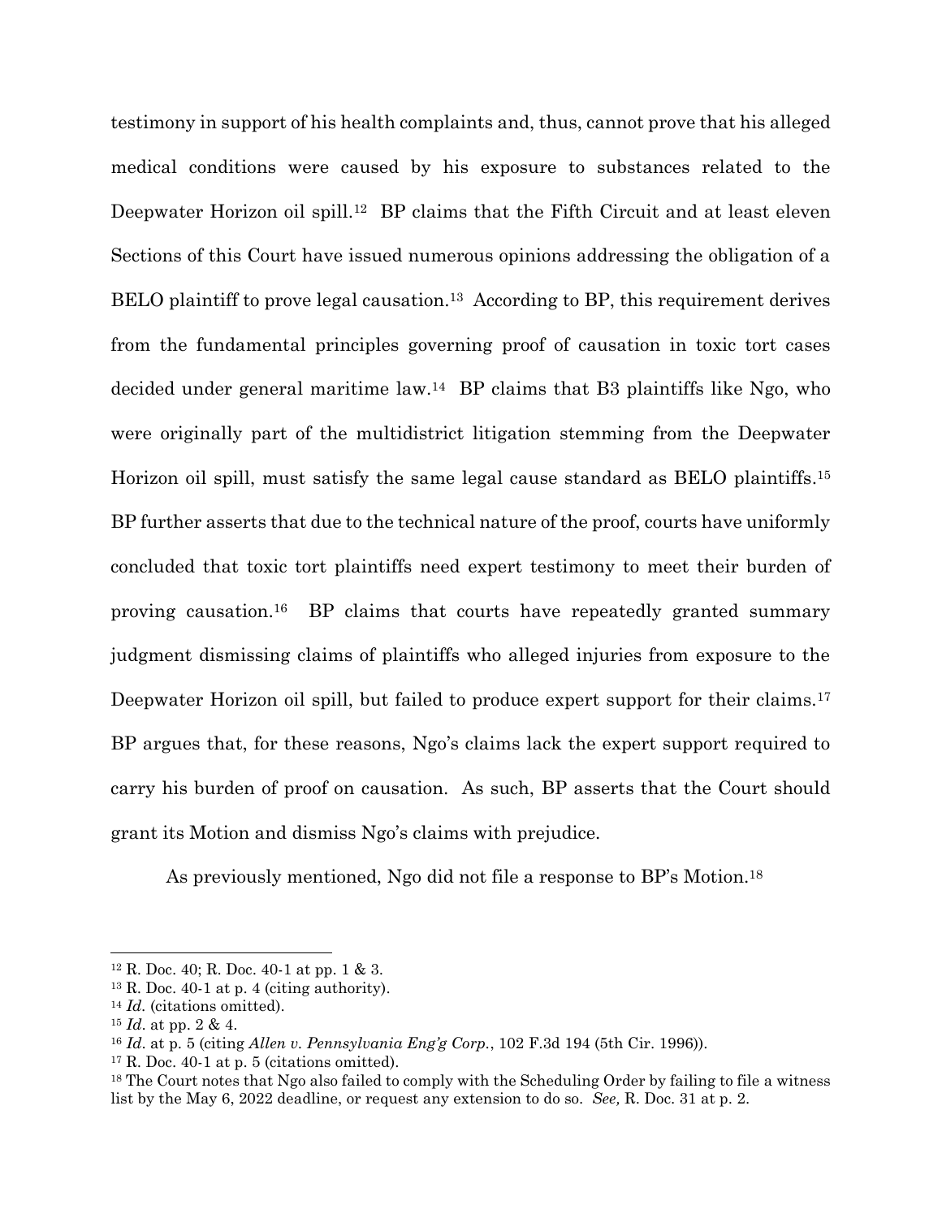testimony in support of his health complaints and, thus, cannot prove that his alleged medical conditions were caused by his exposure to substances related to the Deepwater Horizon oil spill.[12] BP claims that the Fifth Circuit and at least eleven Sections of this Court have issued numerous opinions addressing the obligation of a BELO plaintiff to prove legal causation.[13] According to BP, this requirement derives from the fundamental principles governing proof of causation in toxic tort cases decided under general maritime law.[14] BP claims that B3 plaintiffs like Ngo, who were originally part of the multidistrict litigation stemming from the Deepwater Horizon oil spill, must satisfy the same legal cause standard as BELO plaintiffs.[15] BP further asserts that due to the technical nature of the proof, courts have uniformly concluded that toxic tort plaintiffs need expert testimony to meet their burden of proving causation.[16] BP claims that courts have repeatedly granted summary judgment dismissing claims of plaintiffs who alleged injuries from exposure to the Deepwater Horizon oil spill, but failed to produce expert support for their claims.[17] BP argues that, for these reasons, Ngo's claims lack the expert support required to carry his burden of proof on causation. As such, BP asserts that the Court should grant its Motion and dismiss Ngo's claims with prejudice.

As previously mentioned, Ngo did not file a response to BP's Motion.[18]

---

[12] R. Doc. 40; R. Doc. 40-1 at pp. 1 & 3.

[13] R. Doc. 40-1 at p. 4 (citing authority).

[14] *Id.* (citations omitted).

[15] *Id.* at pp. 2 & 4.

[16] *Id.* at p. 5 (citing *Allen v. Pennsylvania Eng'g Corp.*, 102 F.3d 194 (5th Cir. 1996)).

[17] R. Doc. 40-1 at p. 5 (citations omitted).

[18] The Court notes that Ngo also failed to comply with the Scheduling Order by failing to file a witness list by the May 6, 2022 deadline, or request any extension to do so. *See,* R. Doc. 31 at p. 2.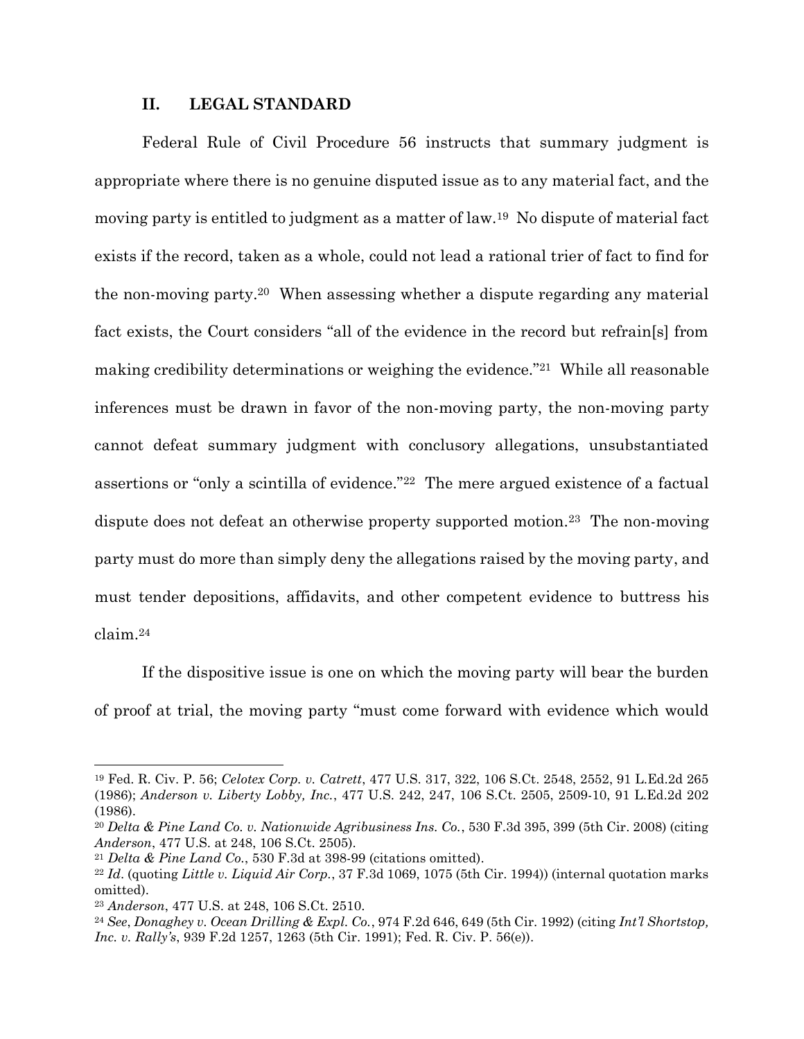## II. LEGAL STANDARD

Federal Rule of Civil Procedure 56 instructs that summary judgment is appropriate where there is no genuine disputed issue as to any material fact, and the moving party is entitled to judgment as a matter of law.[19] No dispute of material fact exists if the record, taken as a whole, could not lead a rational trier of fact to find for the non-moving party.[20] When assessing whether a dispute regarding any material fact exists, the Court considers "all of the evidence in the record but refrain[s] from making credibility determinations or weighing the evidence."[21] While all reasonable inferences must be drawn in favor of the non-moving party, the non-moving party cannot defeat summary judgment with conclusory allegations, unsubstantiated assertions or "only a scintilla of evidence."[22] The mere argued existence of a factual dispute does not defeat an otherwise property supported motion.[23] The non-moving party must do more than simply deny the allegations raised by the moving party, and must tender depositions, affidavits, and other competent evidence to buttress his claim.[24]

If the dispositive issue is one on which the moving party will bear the burden of proof at trial, the moving party "must come forward with evidence which would

---

[19] Fed. R. Civ. P. 56; *Celotex Corp. v. Catrett*, 477 U.S. 317, 322, 106 S.Ct. 2548, 2552, 91 L.Ed.2d 265 (1986); *Anderson v. Liberty Lobby, Inc.*, 477 U.S. 242, 247, 106 S.Ct. 2505, 2509-10, 91 L.Ed.2d 202 (1986).

[20] *Delta & Pine Land Co. v. Nationwide Agribusiness Ins. Co.*, 530 F.3d 395, 399 (5th Cir. 2008) (citing *Anderson*, 477 U.S. at 248, 106 S.Ct. 2505).

[21] *Delta & Pine Land Co.*, 530 F.3d at 398-99 (citations omitted).

[22] *Id*. (quoting *Little v. Liquid Air Corp.*, 37 F.3d 1069, 1075 (5th Cir. 1994)) (internal quotation marks omitted).

[23] *Anderson*, 477 U.S. at 248, 106 S.Ct. 2510.

[24] *See*, *Donaghey v. Ocean Drilling & Expl. Co.*, 974 F.2d 646, 649 (5th Cir. 1992) (citing *Int'l Shortstop, Inc. v. Rally's*, 939 F.2d 1257, 1263 (5th Cir. 1991); Fed. R. Civ. P. 56(e)).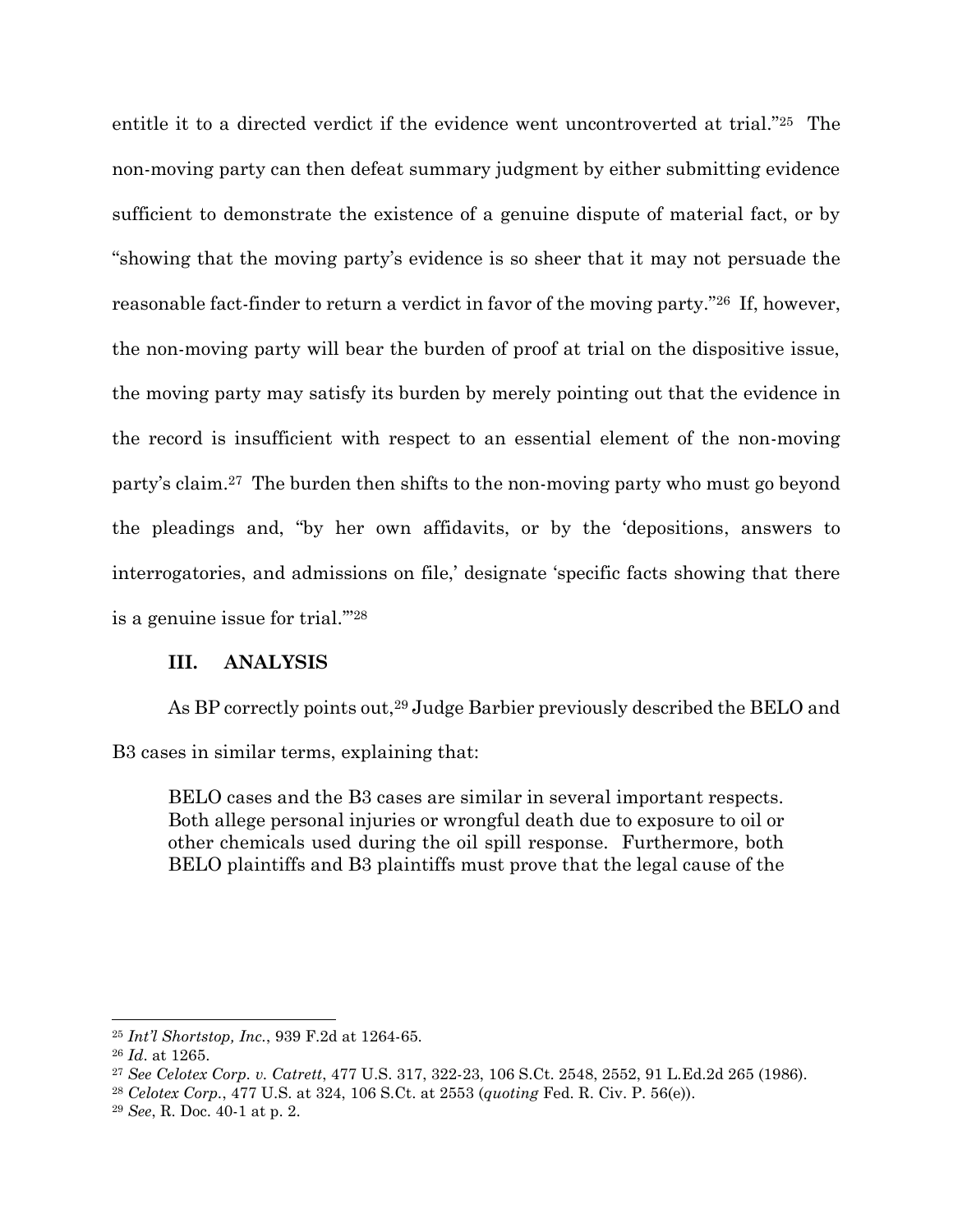entitle it to a directed verdict if the evidence went uncontroverted at trial."[25] The non-moving party can then defeat summary judgment by either submitting evidence sufficient to demonstrate the existence of a genuine dispute of material fact, or by "showing that the moving party's evidence is so sheer that it may not persuade the reasonable fact-finder to return a verdict in favor of the moving party."[26] If, however, the non-moving party will bear the burden of proof at trial on the dispositive issue, the moving party may satisfy its burden by merely pointing out that the evidence in the record is insufficient with respect to an essential element of the non-moving party's claim.[27] The burden then shifts to the non-moving party who must go beyond the pleadings and, "by her own affidavits, or by the 'depositions, answers to interrogatories, and admissions on file,' designate 'specific facts showing that there is a genuine issue for trial.'"[28]

## III. ANALYSIS

As BP correctly points out,[29] Judge Barbier previously described the BELO and B3 cases in similar terms, explaining that:

> BELO cases and the B3 cases are similar in several important respects. Both allege personal injuries or wrongful death due to exposure to oil or other chemicals used during the oil spill response. Furthermore, both BELO plaintiffs and B3 plaintiffs must prove that the legal cause of the

---

[25] *Int'l Shortstop, Inc.*, 939 F.2d at 1264-65.

[26] *Id*. at 1265.

[27] *See Celotex Corp. v. Catrett*, 477 U.S. 317, 322-23, 106 S.Ct. 2548, 2552, 91 L.Ed.2d 265 (1986).

[28] *Celotex Corp.*, 477 U.S. at 324, 106 S.Ct. at 2553 (*quoting* Fed. R. Civ. P. 56(e)).

[29] *See*, R. Doc. 40-1 at p. 2.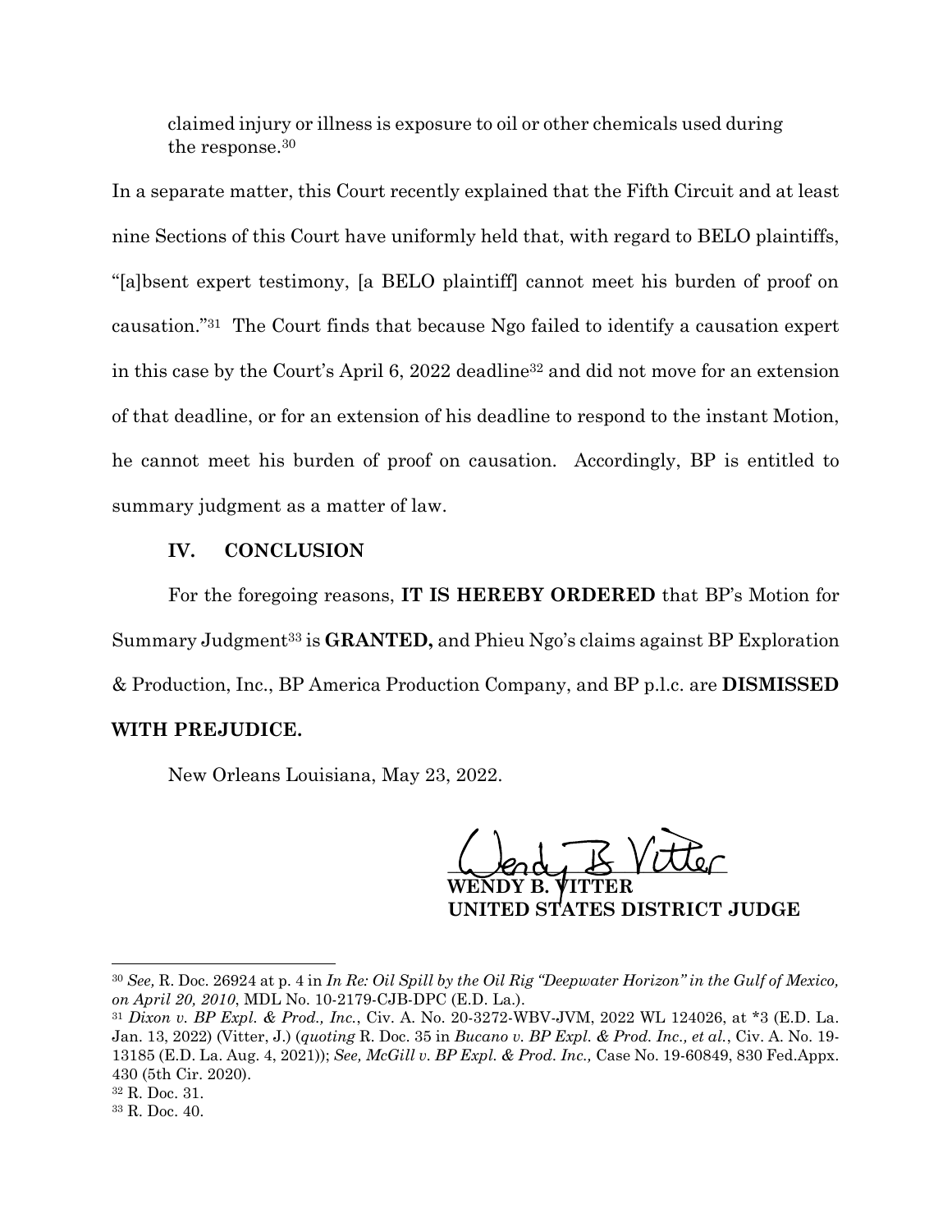claimed injury or illness is exposure to oil or other chemicals used during the response.[30]

In a separate matter, this Court recently explained that the Fifth Circuit and at least nine Sections of this Court have uniformly held that, with regard to BELO plaintiffs, "[a]bsent expert testimony, [a BELO plaintiff] cannot meet his burden of proof on causation."[31] The Court finds that because Ngo failed to identify a causation expert in this case by the Court's April 6, 2022 deadline[32] and did not move for an extension of that deadline, or for an extension of his deadline to respond to the instant Motion, he cannot meet his burden of proof on causation. Accordingly, BP is entitled to summary judgment as a matter of law.

## IV. CONCLUSION

For the foregoing reasons, **IT IS HEREBY ORDERED** that BP's Motion for Summary Judgment[33] is **GRANTED,** and Phieu Ngo's claims against BP Exploration & Production, Inc., BP America Production Company, and BP p.l.c. are **DISMISSED WITH PREJUDICE.**

New Orleans Louisiana, May 23, 2022.

Wendy B. Vitter

**WENDY B. VITTER**
**UNITED STATES DISTRICT JUDGE**

---

[30] *See,* R. Doc. 26924 at p. 4 in *In Re: Oil Spill by the Oil Rig "Deepwater Horizon" in the Gulf of Mexico, on April 20, 2010*, MDL No. 10-2179-CJB-DPC (E.D. La.).

[31] *Dixon v. BP Expl. & Prod., Inc.*, Civ. A. No. 20-3272-WBV-JVM, 2022 WL 124026, at *3 (E.D. La. Jan. 13, 2022) (Vitter, J.) (*quoting* R. Doc. 35 in *Bucano v. BP Expl. & Prod. Inc., et al.*, Civ. A. No. 19-13185 (E.D. La. Aug. 4, 2021)); *See, McGill v. BP Expl. & Prod. Inc.,* Case No. 19-60849, 830 Fed.Appx. 430 (5th Cir. 2020).

[32] R. Doc. 31.

[33] R. Doc. 40.